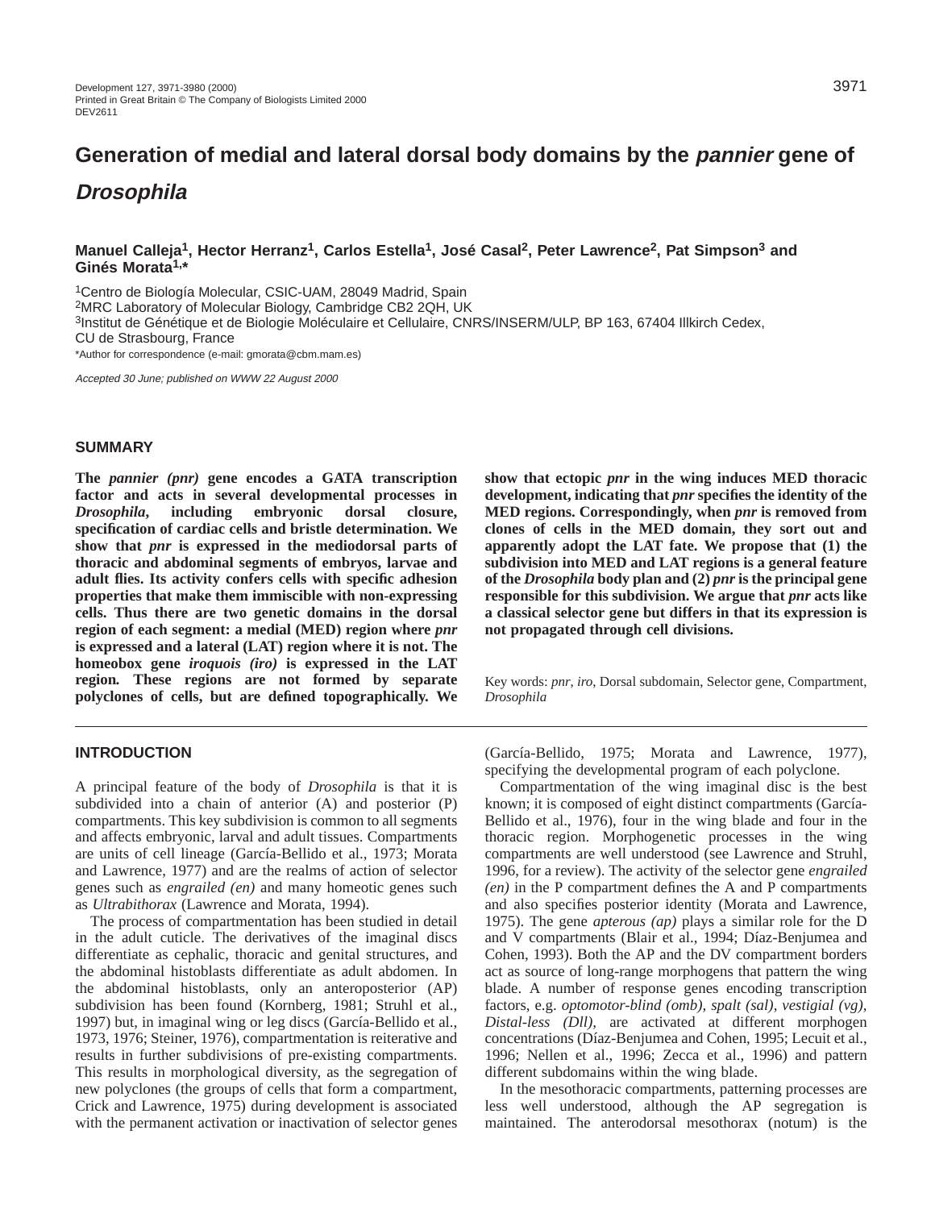# Generation of medial and lateral dorsal body domains by the *pannier* gene of *Drosophila*

**Manuel Calleja[1], Hector Herranz[1], Carlos Estella[1], José Casal[2], Peter Lawrence[2], Pat Simpson[3] and Ginés Morata[1,*]**

[1]Centro de Biología Molecular, CSIC-UAM, 28049 Madrid, Spain
[2]MRC Laboratory of Molecular Biology, Cambridge CB2 2QH, UK
[3]Institut de Génétique et de Biologie Moléculaire et Cellulaire, CNRS/INSERM/ULP, BP 163, 67404 Illkirch Cedex, CU de Strasbourg, France
*Author for correspondence (e-mail: gmorata@cbm.mam.es)

*Accepted 30 June; published on WWW 22 August 2000*

## SUMMARY

**The *pannier (pnr)* gene encodes a GATA transcription factor and acts in several developmental processes in *Drosophila*, including embryonic dorsal closure, specification of cardiac cells and bristle determination. We show that *pnr* is expressed in the mediodorsal parts of thoracic and abdominal segments of embryos, larvae and adult flies. Its activity confers cells with specific adhesion properties that make them immiscible with non-expressing cells. Thus there are two genetic domains in the dorsal region of each segment: a medial (MED) region where *pnr* is expressed and a lateral (LAT) region where it is not. The homeobox gene *iroquois (iro)* is expressed in the LAT region. These regions are not formed by separate polyclones of cells, but are defined topographically. We show that ectopic *pnr* in the wing induces MED thoracic development, indicating that *pnr* specifies the identity of the MED regions. Correspondingly, when *pnr* is removed from clones of cells in the MED domain, they sort out and apparently adopt the LAT fate. We propose that (1) the subdivision into MED and LAT regions is a general feature of the *Drosophila* body plan and (2) *pnr* is the principal gene responsible for this subdivision. We argue that *pnr* acts like a classical selector gene but differs in that its expression is not propagated through cell divisions.**

Key words: *pnr*, *iro*, Dorsal subdomain, Selector gene, Compartment, *Drosophila*

## INTRODUCTION

A principal feature of the body of *Drosophila* is that it is subdivided into a chain of anterior (A) and posterior (P) compartments. This key subdivision is common to all segments and affects embryonic, larval and adult tissues. Compartments are units of cell lineage (García-Bellido et al., 1973; Morata and Lawrence, 1977) and are the realms of action of selector genes such as *engrailed (en)* and many homeotic genes such as *Ultrabithorax* (Lawrence and Morata, 1994).

The process of compartmentation has been studied in detail in the adult cuticle. The derivatives of the imaginal discs differentiate as cephalic, thoracic and genital structures, and the abdominal histoblasts differentiate as adult abdomen. In the abdominal histoblasts, only an anteroposterior (AP) subdivision has been found (Kornberg, 1981; Struhl et al., 1997) but, in imaginal wing or leg discs (García-Bellido et al., 1973, 1976; Steiner, 1976), compartmentation is reiterative and results in further subdivisions of pre-existing compartments. This results in morphological diversity, as the segregation of new polyclones (the groups of cells that form a compartment, Crick and Lawrence, 1975) during development is associated with the permanent activation or inactivation of selector genes (García-Bellido, 1975; Morata and Lawrence, 1977), specifying the developmental program of each polyclone.

Compartmentation of the wing imaginal disc is the best known; it is composed of eight distinct compartments (García-Bellido et al., 1976), four in the wing blade and four in the thoracic region. Morphogenetic processes in the wing compartments are well understood (see Lawrence and Struhl, 1996, for a review). The activity of the selector gene *engrailed (en)* in the P compartment defines the A and P compartments and also specifies posterior identity (Morata and Lawrence, 1975). The gene *apterous (ap)* plays a similar role for the D and V compartments (Blair et al., 1994; Díaz-Benjumea and Cohen, 1993). Both the AP and the DV compartment borders act as source of long-range morphogens that pattern the wing blade. A number of response genes encoding transcription factors, e.g. *optomotor-blind (omb), spalt (sal), vestigial (vg), Distal-less (Dll),* are activated at different morphogen concentrations (Díaz-Benjumea and Cohen, 1995; Lecuit et al., 1996; Nellen et al., 1996; Zecca et al., 1996) and pattern different subdomains within the wing blade.

In the mesothoracic compartments, patterning processes are less well understood, although the AP segregation is maintained. The anterodorsal mesothorax (notum) is the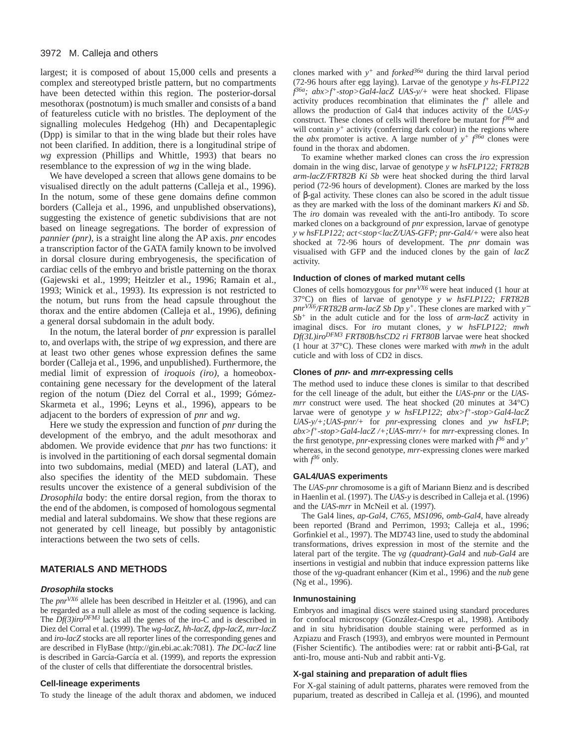largest; it is composed of about 15,000 cells and presents a complex and stereotyped bristle pattern, but no compartments have been detected within this region. The posterior-dorsal mesothorax (postnotum) is much smaller and consists of a band of featureless cuticle with no bristles. The deployment of the signalling molecules Hedgehog (Hh) and Decapentaplegic (Dpp) is similar to that in the wing blade but their roles have not been clarified. In addition, there is a longitudinal stripe of *wg* expression (Phillips and Whittle, 1993) that bears no resemblance to the expression of *wg* in the wing blade.

We have developed a screen that allows gene domains to be visualised directly on the adult patterns (Calleja et al., 1996). In the notum, some of these gene domains define common borders (Calleja et al., 1996, and unpublished observations), suggesting the existence of genetic subdivisions that are not based on lineage segregations. The border of expression of *pannier (pnr)*, is a straight line along the AP axis. *pnr* encodes a transcription factor of the GATA family known to be involved in dorsal closure during embryogenesis, the specification of cardiac cells of the embryo and bristle patterning on the thorax (Gajewski et al., 1999; Heitzler et al., 1996; Ramain et al., 1993; Winick et al., 1993). Its expression is not restricted to the notum, but runs from the head capsule throughout the thorax and the entire abdomen (Calleja et al., 1996), defining a general dorsal subdomain in the adult body.

In the notum, the lateral border of *pnr* expression is parallel to, and overlaps with, the stripe of *wg* expression, and there are at least two other genes whose expression defines the same border (Calleja et al., 1996, and unpublished). Furthermore, the medial limit of expression of *iroquois (iro)*, a homeobox-containing gene necessary for the development of the lateral region of the notum (Diez del Corral et al., 1999; Gómez-Skarmeta et al., 1996; Leyns et al., 1996), appears to be adjacent to the borders of expression of *pnr* and *wg*.

Here we study the expression and function of *pnr* during the development of the embryo, and the adult mesothorax and abdomen. We provide evidence that *pnr* has two functions: it is involved in the partitioning of each dorsal segmental domain into two subdomains, medial (MED) and lateral (LAT), and also specifies the identity of the MED subdomain. These results uncover the existence of a general subdivision of the *Drosophila* body: the entire dorsal region, from the thorax to the end of the abdomen, is composed of homologous segmental medial and lateral subdomains. We show that these regions are not generated by cell lineage, but possibly by antagonistic interactions between the two sets of cells.

## MATERIALS AND METHODS

### *Drosophila* stocks

The $pnr^{VX6}$ allele has been described in Heitzler et al. (1996), and can be regarded as a null allele as most of the coding sequence is lacking. The $Df(3)iro^{DFM3}$ lacks all the genes of the iro-C and is described in Diez del Corral et al. (1999). The *wg-lacZ*, *hh-lacZ*, *dpp-lacZ*, *mrr-lacZ* and *iro-lacZ* stocks are all reporter lines of the corresponding genes and are described in FlyBase (http://gin.ebi.ac.ak:7081). *The DC-lacZ* line is described in García-García et al. (1999), and reports the expression of the cluster of cells that differentiate the dorsocentral bristles.

### Cell-lineage experiments

To study the lineage of the adult thorax and abdomen, we induced clones marked with $y^+$ and $forked^{36a}$ during the third larval period (72-96 hours after egg laying). Larvae of the genotype *y hs-FLP122* $f^{36a}$*; abx>f*$^+$*-stop>Gal4-lacZ UAS-y/+* were heat shocked. Flipase activity produces recombination that eliminates the $f^+$ allele and allows the production of Gal4 that induces activity of the *UAS-y* construct. These clones of cells will therefore be mutant for $f^{36a}$ and will contain $y^+$ activity (conferring dark colour) in the regions where the *abx* promoter is active. A large number of $y^+$ $f^{36a}$ clones were found in the thorax and abdomen.

To examine whether marked clones can cross the *iro* expression domain in the wing disc, larvae of genotype *y w hsFLP122; FRT82B arm-lacZ/FRT82B Ki Sb* were heat shocked during the third larval period (72-96 hours of development). Clones are marked by the loss of β-gal activity. These clones can also be scored in the adult tissue as they are marked with the loss of the dominant markers *Ki* and *Sb*. The *iro* domain was revealed with the anti-Iro antibody. To score marked clones on a background of *pnr* expression, larvae of genotype *y w hsFLP122; act<stop<lacZ/UAS-GFP; pnr-Gal4/+* were also heat shocked at 72-96 hours of development. The *pnr* domain was visualised with GFP and the induced clones by the gain of *lacZ* activity.

### Induction of clones of marked mutant cells

Clones of cells homozygous for $pnr^{VX6}$ were heat induced (1 hour at 37°C) on flies of larvae of genotype *y w hsFLP122; FRT82B* $pnr^{VX6}$*/FRT82B arm-lacZ Sb Dp y*$^+$. These clones are marked with $y^-$ $Sb^+$ in the adult cuticle and for the loss of *arm-lacZ* activity in imaginal discs. For *iro* mutant clones, *y w hsFLP122; mwh* $Df(3L)iro^{DFM3}$ *FRT80B/hsCD2 ri FRT80B* larvae were heat shocked (1 hour at 37°C). These clones were marked with *mwh* in the adult cuticle and with loss of CD2 in discs.

### Clones of *pnr*- and *mrr*-expressing cells

The method used to induce these clones is similar to that described for the cell lineage of the adult, but either the *UAS-pnr* or the *UAS-mrr* construct were used. The heat shocked (20 minutes at 34°C) larvae were of genotype *y w hsFLP122*; *abx>f*$^+$*-stop>Gal4-lacZ UAS-y/+;UAS-pnr/+* for *pnr*-expressing clones and *yw hsFLP*; *abx>f*$^+$*-stop>Gal4-lacZ /+;UAS-mrr/+* for *mrr*-expressing clones. In the first genotype, *pnr*-expressing clones were marked with $f^{36}$ and $y^+$ whereas, in the second genotype, *mrr*-expressing clones were marked with $f^{36}$ only.

### GAL4/UAS experiments

The *UAS-pnr* chromosome is a gift of Mariann Bienz and is described in Haenlin et al. (1997). The *UAS-y* is described in Calleja et al. (1996) and the *UAS-mrr* in McNeil et al. (1997).

The Gal4 lines, *ap-Gal4*, *C765*, *MS1096*, *omb-Gal4*, have already been reported (Brand and Perrimon, 1993; Calleja et al., 1996; Gorfinkiel et al., 1997). The MD743 line, used to study the abdominal transformations, drives expression in most of the sternite and the lateral part of the tergite. The *vg (quadrant)-Gal4* and *nub-Gal4* are insertions in vestigial and nubbin that induce expression patterns like those of the *vg*-quadrant enhancer (Kim et al., 1996) and the *nub* gene (Ng et al., 1996).

### Inmunostaining

Embryos and imaginal discs were stained using standard procedures for confocal microscopy (González-Crespo et al., 1998). Antibody and in situ hybridisation double staining were performed as in Azpiazu and Frasch (1993), and embryos were mounted in Permount (Fisher Scientific). The antibodies were: rat or rabbit anti-β-Gal, rat anti-Iro, mouse anti-Nub and rabbit anti-Vg.

### X-gal staining and preparation of adult flies

For X-gal staining of adult patterns, pharates were removed from the puparium, treated as described in Calleja et al. (1996), and mounted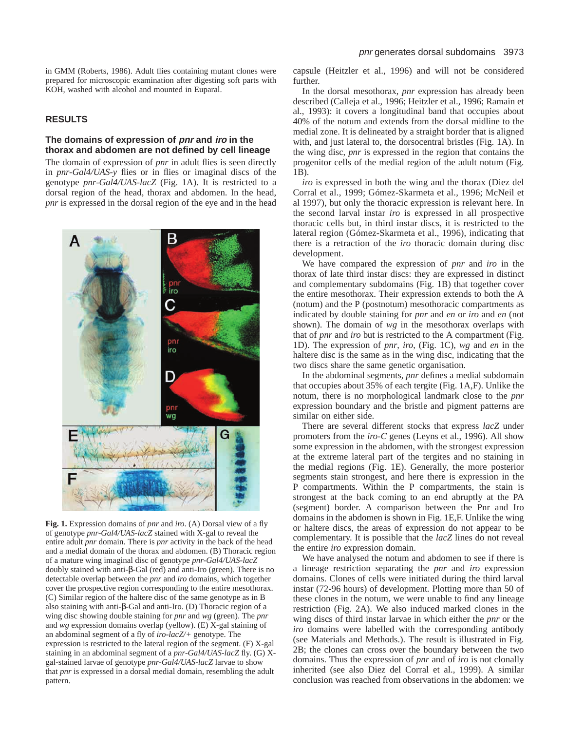in GMM (Roberts, 1986). Adult flies containing mutant clones were prepared for microscopic examination after digesting soft parts with KOH, washed with alcohol and mounted in Euparal.

## RESULTS

### The domains of expression of *pnr* and *iro* in the thorax and abdomen are not defined by cell lineage

The domain of expression of *pnr* in adult flies is seen directly in *pnr-Gal4/UAS-y* flies or in flies or imaginal discs of the genotype *pnr-Gal4/UAS-lacZ* (Fig. 1A). It is restricted to a dorsal region of the head, thorax and abdomen. In the head, *pnr* is expressed in the dorsal region of the eye and in the head capsule (Heitzler et al., 1996) and will not be considered further.

**Fig. 1.** Expression domains of *pnr* and *iro*. (A) Dorsal view of a fly of genotype *pnr-Gal4/UAS-lacZ* stained with X-gal to reveal the entire adult *pnr* domain. There is *pnr* activity in the back of the head and a medial domain of the thorax and abdomen. (B) Thoracic region of a mature wing imaginal disc of genotype *pnr-Gal4/UAS-lacZ* doubly stained with anti-β-Gal (red) and anti-Iro (green). There is no detectable overlap between the *pnr* and *iro* domains, which together cover the prospective region corresponding to the entire mesothorax. (C) Similar region of the haltere disc of the same genotype as in B also staining with anti-β-Gal and anti-Iro. (D) Thoracic region of a wing disc showing double staining for *pnr* and *wg* (green). The *pnr* and *wg* expression domains overlap (yellow). (E) X-gal staining of an abdominal segment of a fly of *iro-lacZ/+* genotype. The expression is restricted to the lateral region of the segment. (F) X-gal staining in an abdominal segment of a *pnr-Gal4/UAS-lacZ* fly. (G) X-gal-stained larvae of genotype *pnr-Gal4/UAS-lacZ* larvae to show that *pnr* is expressed in a dorsal medial domain, resembling the adult pattern.

In the dorsal mesothorax, *pnr* expression has already been described (Calleja et al., 1996; Heitzler et al., 1996; Ramain et al., 1993): it covers a longitudinal band that occupies about 40% of the notum and extends from the dorsal midline to the medial zone. It is delineated by a straight border that is aligned with, and just lateral to, the dorsocentral bristles (Fig. 1A). In the wing disc, *pnr* is expressed in the region that contains the progenitor cells of the medial region of the adult notum (Fig. 1B).

*iro* is expressed in both the wing and the thorax (Diez del Corral et al., 1999; Gómez-Skarmeta et al., 1996; McNeil et al 1997), but only the thoracic expression is relevant here. In the second larval instar *iro* is expressed in all prospective thoracic cells but, in third instar discs, it is restricted to the lateral region (Gómez-Skarmeta et al., 1996), indicating that there is a retraction of the *iro* thoracic domain during disc development.

We have compared the expression of *pnr* and *iro* in the thorax of late third instar discs: they are expressed in distinct and complementary subdomains (Fig. 1B) that together cover the entire mesothorax. Their expression extends to both the A (notum) and the P (postnotum) mesothoracic compartments as indicated by double staining for *pnr* and *en* or *iro* and *en* (not shown). The domain of *wg* in the mesothorax overlaps with that of *pnr* and *iro* but is restricted to the A compartment (Fig. 1D). The expression of *pnr*, *iro*, (Fig. 1C), *wg* and *en* in the haltere disc is the same as in the wing disc, indicating that the two discs share the same genetic organisation.

In the abdominal segments, *pnr* defines a medial subdomain that occupies about 35% of each tergite (Fig. 1A,F). Unlike the notum, there is no morphological landmark close to the *pnr* expression boundary and the bristle and pigment patterns are similar on either side.

There are several different stocks that express *lacZ* under promoters from the *iro-C* genes (Leyns et al., 1996). All show some expression in the abdomen, with the strongest expression at the extreme lateral part of the tergites and no staining in the medial regions (Fig. 1E). Generally, the more posterior segments stain strongest, and here there is expression in the P compartments. Within the P compartments, the stain is strongest at the back coming to an end abruptly at the PA (segment) border. A comparison between the Pnr and Iro domains in the abdomen is shown in Fig. 1E,F. Unlike the wing or haltere discs, the areas of expression do not appear to be complementary. It is possible that the *lacZ* lines do not reveal the entire *iro* expression domain.

We have analysed the notum and abdomen to see if there is a lineage restriction separating the *pnr* and *iro* expression domains. Clones of cells were initiated during the third larval instar (72-96 hours) of development. Plotting more than 50 of these clones in the notum, we were unable to find any lineage restriction (Fig. 2A). We also induced marked clones in the wing discs of third instar larvae in which either the *pnr* or the *iro* domains were labelled with the corresponding antibody (see Materials and Methods.). The result is illustrated in Fig. 2B; the clones can cross over the boundary between the two domains. Thus the expression of *pnr* and of *iro* is not clonally inherited (see also Diez del Corral et al., 1999). A similar conclusion was reached from observations in the abdomen: we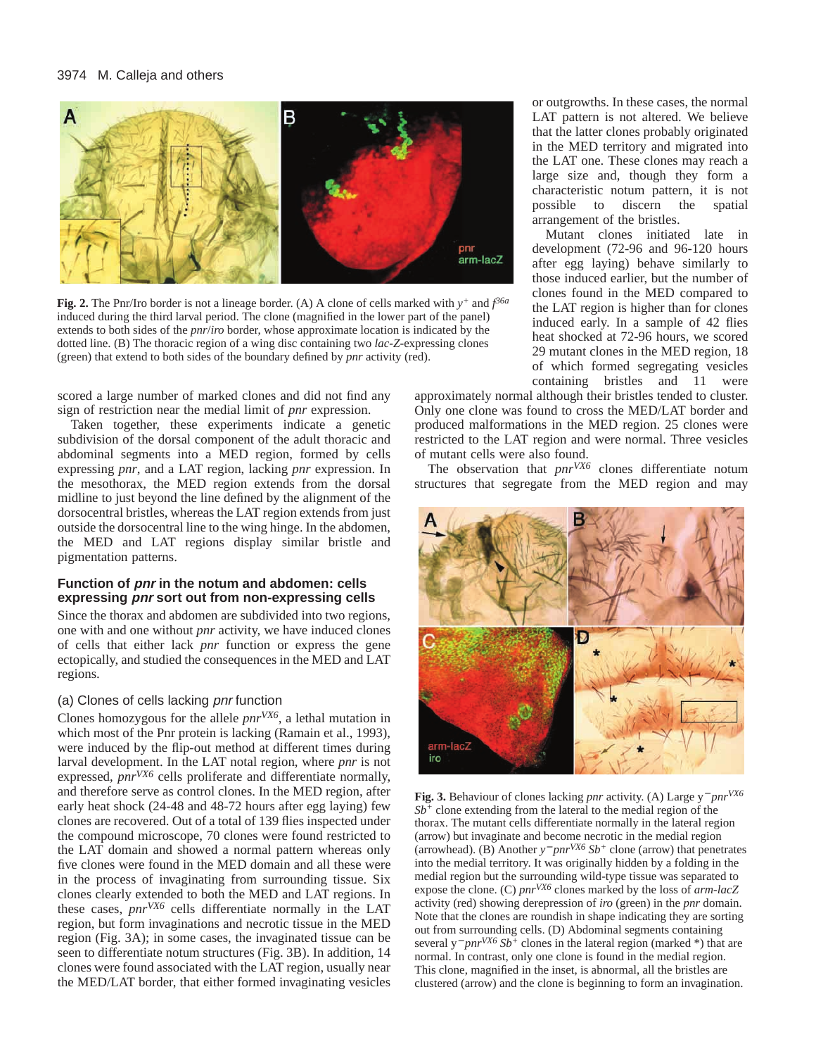**Fig. 2.** The Pnr/Iro border is not a lineage border. (A) A clone of cells marked with $y^+$ and $f^{36a}$ induced during the third larval period. The clone (magnified in the lower part of the panel) extends to both sides of the *pnr*/*iro* border, whose approximate location is indicated by the dotted line. (B) The thoracic region of a wing disc containing two *lac-Z*-expressing clones (green) that extend to both sides of the boundary defined by *pnr* activity (red).

scored a large number of marked clones and did not find any sign of restriction near the medial limit of *pnr* expression.

Taken together, these experiments indicate a genetic subdivision of the dorsal component of the adult thoracic and abdominal segments into a MED region, formed by cells expressing *pnr*, and a LAT region, lacking *pnr* expression. In the mesothorax, the MED region extends from the dorsal midline to just beyond the line defined by the alignment of the dorsocentral bristles, whereas the LAT region extends from just outside the dorsocentral line to the wing hinge. In the abdomen, the MED and LAT regions display similar bristle and pigmentation patterns.

### Function of *pnr* in the notum and abdomen: cells expressing *pnr* sort out from non-expressing cells

Since the thorax and abdomen are subdivided into two regions, one with and one without *pnr* activity, we have induced clones of cells that either lack *pnr* function or express the gene ectopically, and studied the consequences in the MED and LAT regions.

#### (a) Clones of cells lacking *pnr* function

Clones homozygous for the allele $pnr^{VX6}$, a lethal mutation in which most of the Pnr protein is lacking (Ramain et al., 1993), were induced by the flip-out method at different times during larval development. In the LAT notal region, where *pnr* is not expressed, $pnr^{VX6}$ cells proliferate and differentiate normally, and therefore serve as control clones. In the MED region, after early heat shock (24-48 and 48-72 hours after egg laying) few clones are recovered. Out of a total of 139 flies inspected under the compound microscope, 70 clones were found restricted to the LAT domain and showed a normal pattern whereas only five clones were found in the MED domain and all these were in the process of invaginating from surrounding tissue. Six clones clearly extended to both the MED and LAT regions. In these cases, $pnr^{VX6}$ cells differentiate normally in the LAT region, but form invaginations and necrotic tissue in the MED region (Fig. 3A); in some cases, the invaginated tissue can be seen to differentiate notum structures (Fig. 3B). In addition, 14 clones were found associated with the LAT region, usually near the MED/LAT border, that either formed invaginating vesicles or outgrowths. In these cases, the normal LAT pattern is not altered. We believe that the latter clones probably originated in the MED territory and migrated into the LAT one. These clones may reach a large size and, though they form a characteristic notum pattern, it is not possible to discern the spatial arrangement of the bristles.

Mutant clones initiated late in development (72-96 and 96-120 hours after egg laying) behave similarly to those induced earlier, but the number of clones found in the MED compared to the LAT region is higher than for clones induced early. In a sample of 42 flies heat shocked at 72-96 hours, we scored 29 mutant clones in the MED region, 18 of which formed segregating vesicles containing bristles and 11 were approximately normal although their bristles tended to cluster. Only one clone was found to cross the MED/LAT border and produced malformations in the MED region. 25 clones were restricted to the LAT region and were normal. Three vesicles of mutant cells were also found.

The observation that $pnr^{VX6}$ clones differentiate notum structures that segregate from the MED region and may

**Fig. 3.** Behaviour of clones lacking *pnr* activity. (A) Large $y^-pnr^{VX6}$ $Sb^+$ clone extending from the lateral to the medial region of the thorax. The mutant cells differentiate normally in the lateral region (arrow) but invaginate and become necrotic in the medial region (arrowhead). (B) Another $y^-pnr^{VX6}$ $Sb^+$ clone (arrow) that penetrates into the medial territory. It was originally hidden by a folding in the medial region but the surrounding wild-type tissue was separated to expose the clone. (C) $pnr^{VX6}$ clones marked by the loss of *arm-lacZ* activity (red) showing derepression of *iro* (green) in the *pnr* domain. Note that the clones are roundish in shape indicating they are sorting out from surrounding cells. (D) Abdominal segments containing several $y^-pnr^{VX6}$ $Sb^+$ clones in the lateral region (marked *) that are normal. In contrast, only one clone is found in the medial region. This clone, magnified in the inset, is abnormal, all the bristles are clustered (arrow) and the clone is beginning to form an invagination.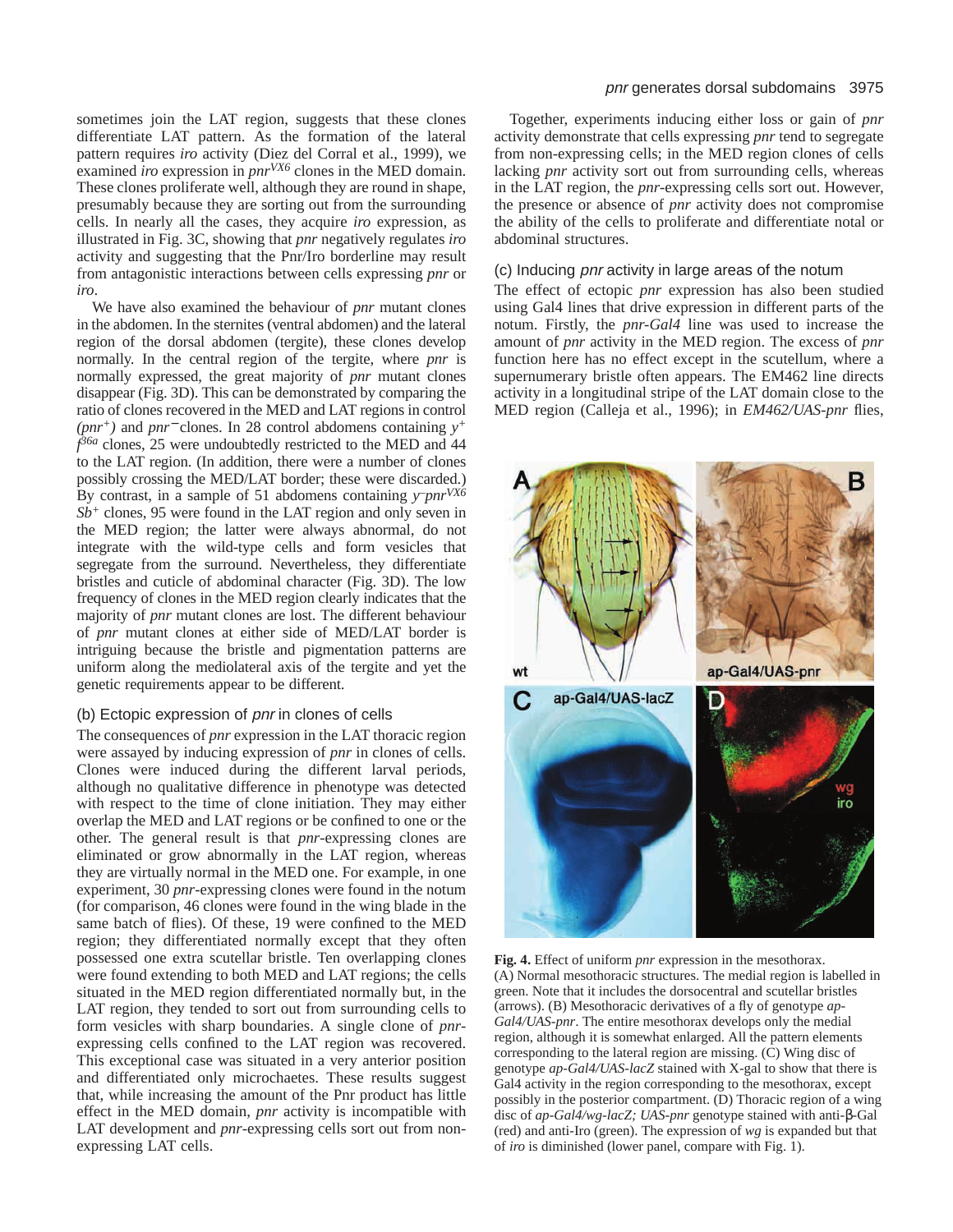sometimes join the LAT region, suggests that these clones differentiate LAT pattern. As the formation of the lateral pattern requires *iro* activity (Diez del Corral et al., 1999), we examined *iro* expression in $pnr^{VX6}$ clones in the MED domain. These clones proliferate well, although they are round in shape, presumably because they are sorting out from the surrounding cells. In nearly all the cases, they acquire *iro* expression, as illustrated in Fig. 3C, showing that *pnr* negatively regulates *iro* activity and suggesting that the Pnr/Iro borderline may result from antagonistic interactions between cells expressing *pnr* or *iro*.

We have also examined the behaviour of *pnr* mutant clones in the abdomen. In the sternites (ventral abdomen) and the lateral region of the dorsal abdomen (tergite), these clones develop normally. In the central region of the tergite, where *pnr* is normally expressed, the great majority of *pnr* mutant clones disappear (Fig. 3D). This can be demonstrated by comparing the ratio of clones recovered in the MED and LAT regions in control ($pnr^{+}$) and $pnr^{-}$ clones. In 28 control abdomens containing $y^{+}$ $f^{36a}$ clones, 25 were undoubtedly restricted to the MED and 44 to the LAT region. (In addition, there were a number of clones possibly crossing the MED/LAT border; these were discarded.) By contrast, in a sample of 51 abdomens containing $y^{-}pnr^{VX6}$ $Sb^{+}$ clones, 95 were found in the LAT region and only seven in the MED region; the latter were always abnormal, do not integrate with the wild-type cells and form vesicles that segregate from the surround. Nevertheless, they differentiate bristles and cuticle of abdominal character (Fig. 3D). The low frequency of clones in the MED region clearly indicates that the majority of *pnr* mutant clones are lost. The different behaviour of *pnr* mutant clones at either side of MED/LAT border is intriguing because the bristle and pigmentation patterns are uniform along the mediolateral axis of the tergite and yet the genetic requirements appear to be different.

### (b) Ectopic expression of *pnr* in clones of cells

The consequences of *pnr* expression in the LAT thoracic region were assayed by inducing expression of *pnr* in clones of cells. Clones were induced during the different larval periods, although no qualitative difference in phenotype was detected with respect to the time of clone initiation. They may either overlap the MED and LAT regions or be confined to one or the other. The general result is that *pnr*-expressing clones are eliminated or grow abnormally in the LAT region, whereas they are virtually normal in the MED one. For example, in one experiment, 30 *pnr*-expressing clones were found in the notum (for comparison, 46 clones were found in the wing blade in the same batch of flies). Of these, 19 were confined to the MED region; they differentiated normally except that they often possessed one extra scutellar bristle. Ten overlapping clones were found extending to both MED and LAT regions; the cells situated in the MED region differentiated normally but, in the LAT region, they tended to sort out from surrounding cells to form vesicles with sharp boundaries. A single clone of *pnr*-expressing cells confined to the LAT region was recovered. This exceptional case was situated in a very anterior position and differentiated only microchaetes. These results suggest that, while increasing the amount of the Pnr product has little effect in the MED domain, *pnr* activity is incompatible with LAT development and *pnr*-expressing cells sort out from non-expressing LAT cells.

Together, experiments inducing either loss or gain of *pnr* activity demonstrate that cells expressing *pnr* tend to segregate from non-expressing cells; in the MED region clones of cells lacking *pnr* activity sort out from surrounding cells, whereas in the LAT region, the *pnr*-expressing cells sort out. However, the presence or absence of *pnr* activity does not compromise the ability of the cells to proliferate and differentiate notal or abdominal structures.

### (c) Inducing *pnr* activity in large areas of the notum

The effect of ectopic *pnr* expression has also been studied using Gal4 lines that drive expression in different parts of the notum. Firstly, the *pnr-Gal4* line was used to increase the amount of *pnr* activity in the MED region. The excess of *pnr* function here has no effect except in the scutellum, where a supernumerary bristle often appears. The EM462 line directs activity in a longitudinal stripe of the LAT domain close to the MED region (Calleja et al., 1996); in *EM462/UAS-pnr* flies,

**Fig. 4.** Effect of uniform *pnr* expression in the mesothorax. (A) Normal mesothoracic structures. The medial region is labelled in green. Note that it includes the dorsocentral and scutellar bristles (arrows). (B) Mesothoracic derivatives of a fly of genotype *ap-Gal4/UAS-pnr*. The entire mesothorax develops only the medial region, although it is somewhat enlarged. All the pattern elements corresponding to the lateral region are missing. (C) Wing disc of genotype *ap-Gal4/UAS-lacZ* stained with X-gal to show that there is Gal4 activity in the region corresponding to the mesothorax, except possibly in the posterior compartment. (D) Thoracic region of a wing disc of *ap-Gal4/wg-lacZ; UAS-pnr* genotype stained with anti-β-Gal (red) and anti-Iro (green). The expression of *wg* is expanded but that of *iro* is diminished (lower panel, compare with Fig. 1).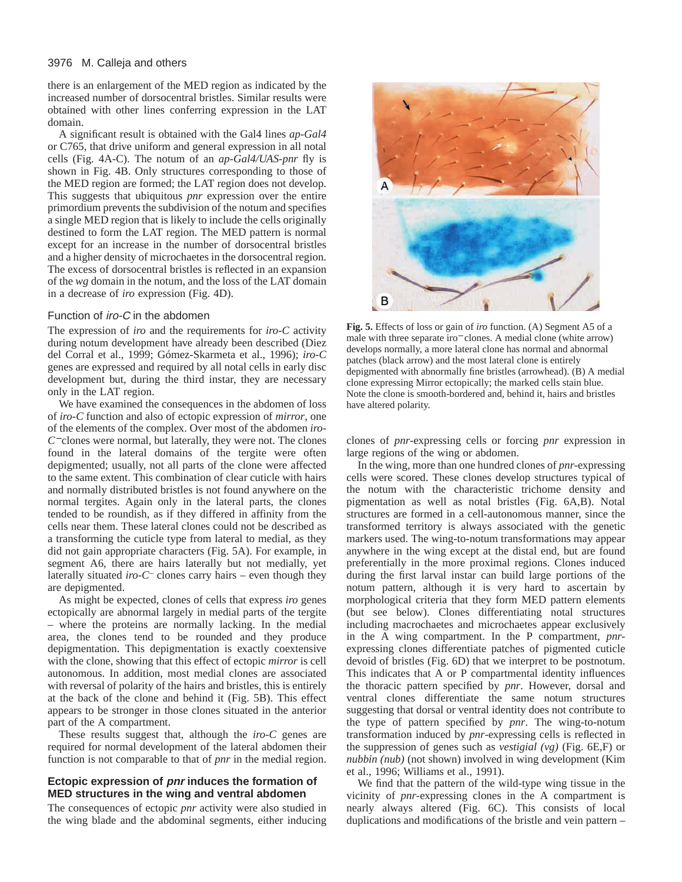there is an enlargement of the MED region as indicated by the increased number of dorsocentral bristles. Similar results were obtained with other lines conferring expression in the LAT domain.

A significant result is obtained with the Gal4 lines *ap-Gal4* or C765, that drive uniform and general expression in all notal cells (Fig. 4A-C). The notum of an *ap-Gal4/UAS-pnr* fly is shown in Fig. 4B. Only structures corresponding to those of the MED region are formed; the LAT region does not develop. This suggests that ubiquitous *pnr* expression over the entire primordium prevents the subdivision of the notum and specifies a single MED region that is likely to include the cells originally destined to form the LAT region. The MED pattern is normal except for an increase in the number of dorsocentral bristles and a higher density of microchaetes in the dorsocentral region. The excess of dorsocentral bristles is reflected in an expansion of the *wg* domain in the notum, and the loss of the LAT domain in a decrease of *iro* expression (Fig. 4D).

### Function of *iro-C* in the abdomen

The expression of *iro* and the requirements for *iro-C* activity during notum development have already been described (Diez del Corral et al., 1999; Gómez-Skarmeta et al., 1996); *iro-C* genes are expressed and required by all notal cells in early disc development but, during the third instar, they are necessary only in the LAT region.

We have examined the consequences in the abdomen of loss of *iro-C* function and also of ectopic expression of *mirror*, one of the elements of the complex. Over most of the abdomen *iro-C*$^-$clones were normal, but laterally, they were not. The clones found in the lateral domains of the tergite were often depigmented; usually, not all parts of the clone were affected to the same extent. This combination of clear cuticle with hairs and normally distributed bristles is not found anywhere on the normal tergites. Again only in the lateral parts, the clones tended to be roundish, as if they differed in affinity from the cells near them. These lateral clones could not be described as a transforming the cuticle type from lateral to medial, as they did not gain appropriate characters (Fig. 5A). For example, in segment A6, there are hairs laterally but not medially, yet laterally situated *iro-C*$^-$ clones carry hairs – even though they are depigmented.

As might be expected, clones of cells that express *iro* genes ectopically are abnormal largely in medial parts of the tergite – where the proteins are normally lacking. In the medial area, the clones tend to be rounded and they produce depigmentation. This depigmentation is exactly coextensive with the clone, showing that this effect of ectopic *mirror* is cell autonomous. In addition, most medial clones are associated with reversal of polarity of the hairs and bristles, this is entirely at the back of the clone and behind it (Fig. 5B). This effect appears to be stronger in those clones situated in the anterior part of the A compartment.

These results suggest that, although the *iro-C* genes are required for normal development of the lateral abdomen their function is not comparable to that of *pnr* in the medial region.

## Ectopic expression of *pnr* induces the formation of MED structures in the wing and ventral abdomen

The consequences of ectopic *pnr* activity were also studied in the wing blade and the abdominal segments, either inducing clones of *pnr*-expressing cells or forcing *pnr* expression in large regions of the wing or abdomen.

In the wing, more than one hundred clones of *pnr*-expressing cells were scored. These clones develop structures typical of the notum with the characteristic trichome density and pigmentation as well as notal bristles (Fig. 6A,B). Notal structures are formed in a cell-autonomous manner, since the transformed territory is always associated with the genetic markers used. The wing-to-notum transformations may appear anywhere in the wing except at the distal end, but are found preferentially in the more proximal regions. Clones induced during the first larval instar can build large portions of the notum pattern, although it is very hard to ascertain by morphological criteria that they form MED pattern elements (but see below). Clones differentiating notal structures including macrochaetes and microchaetes appear exclusively in the A wing compartment. In the P compartment, *pnr*-expressing clones differentiate patches of pigmented cuticle devoid of bristles (Fig. 6D) that we interpret to be postnotum. This indicates that A or P compartmental identity influences the thoracic pattern specified by *pnr*. However, dorsal and ventral clones differentiate the same notum structures suggesting that dorsal or ventral identity does not contribute to the type of pattern specified by *pnr*. The wing-to-notum transformation induced by *pnr*-expressing cells is reflected in the suppression of genes such as *vestigial (vg)* (Fig. 6E,F) or *nubbin (nub)* (not shown) involved in wing development (Kim et al., 1996; Williams et al., 1991).

We find that the pattern of the wild-type wing tissue in the vicinity of *pnr*-expressing clones in the A compartment is nearly always altered (Fig. 6C). This consists of local duplications and modifications of the bristle and vein pattern –

**Fig. 5.** Effects of loss or gain of *iro* function. (A) Segment A5 of a male with three separate iro$^-$clones. A medial clone (white arrow) develops normally, a more lateral clone has normal and abnormal patches (black arrow) and the most lateral clone is entirely depigmented with abnormally fine bristles (arrowhead). (B) A medial clone expressing Mirror ectopically; the marked cells stain blue. Note the clone is smooth-bordered and, behind it, hairs and bristles have altered polarity.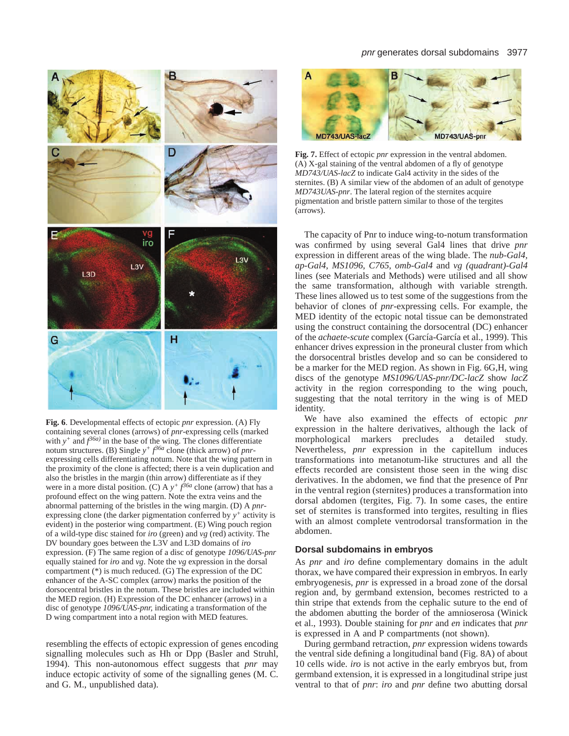**Fig. 6**. Developmental effects of ectopic *pnr* expression. (A) Fly containing several clones (arrows) of *pnr*-expressing cells (marked with $y^+$ and $f^{36a)}$ in the base of the wing. The clones differentiate notum structures. (B) Single $y^+$ $f^{36a}$ clone (thick arrow) of *pnr*-expressing cells differentiating notum. Note that the wing pattern in the proximity of the clone is affected; there is a vein duplication and also the bristles in the margin (thin arrow) differentiate as if they were in a more distal position. (C) A $y^+$ $f^{36a}$ clone (arrow) that has a profound effect on the wing pattern. Note the extra veins and the abnormal patterning of the bristles in the wing margin. (D) A *pnr*-expressing clone (the darker pigmentation conferred by $y^+$ activity is evident) in the posterior wing compartment. (E) Wing pouch region of a wild-type disc stained for *iro* (green) and *vg* (red) activity. The DV boundary goes between the L3V and L3D domains of *iro* expression. (F) The same region of a disc of genotype *1096/UAS-pnr* equally stained for *iro* and *vg*. Note the *vg* expression in the dorsal compartment (*) is much reduced. (G) The expression of the DC enhancer of the A-SC complex (arrow) marks the position of the dorsocentral bristles in the notum. These bristles are included within the MED region. (H) Expression of the DC enhancer (arrows) in a disc of genotype *1096/UAS-pnr*, indicating a transformation of the D wing compartment into a notal region with MED features.

resembling the effects of ectopic expression of genes encoding signalling molecules such as Hh or Dpp (Basler and Struhl, 1994). This non-autonomous effect suggests that *pnr* may induce ectopic activity of some of the signalling genes (M. C. and G. M., unpublished data).

**Fig. 7.** Effect of ectopic *pnr* expression in the ventral abdomen. (A) X-gal staining of the ventral abdomen of a fly of genotype *MD743/UAS-lacZ* to indicate Gal4 activity in the sides of the sternites. (B) A similar view of the abdomen of an adult of genotype *MD743UAS-pnr*. The lateral region of the sternites acquire pigmentation and bristle pattern similar to those of the tergites (arrows).

The capacity of Pnr to induce wing-to-notum transformation was confirmed by using several Gal4 lines that drive *pnr* expression in different areas of the wing blade. The *nub-Gal4*, *ap-Gal4*, *MS1096*, *C765*, *omb-Gal4* and *vg (quadrant)-Gal4* lines (see Materials and Methods) were utilised and all show the same transformation, although with variable strength. These lines allowed us to test some of the suggestions from the behavior of clones of *pnr*-expressing cells. For example, the MED identity of the ectopic notal tissue can be demonstrated using the construct containing the dorsocentral (DC) enhancer of the *achaete-scute* complex (García-García et al., 1999). This enhancer drives expression in the proneural cluster from which the dorsocentral bristles develop and so can be considered to be a marker for the MED region. As shown in Fig. 6G,H, wing discs of the genotype *MS1096/UAS-pnr/DC-lacZ* show *lacZ* activity in the region corresponding to the wing pouch, suggesting that the notal territory in the wing is of MED identity.

We have also examined the effects of ectopic *pnr* expression in the haltere derivatives, although the lack of morphological markers precludes a detailed study. Nevertheless, *pnr* expression in the capitellum induces transformations into metanotum-like structures and all the effects recorded are consistent those seen in the wing disc derivatives. In the abdomen, we find that the presence of Pnr in the ventral region (sternites) produces a transformation into dorsal abdomen (tergites, Fig. 7). In some cases, the entire set of sternites is transformed into tergites, resulting in flies with an almost complete ventrodorsal transformation in the abdomen.

## Dorsal subdomains in embryos

As *pnr* and *iro* define complementary domains in the adult thorax, we have compared their expression in embryos. In early embryogenesis, *pnr* is expressed in a broad zone of the dorsal region and, by germband extension, becomes restricted to a thin stripe that extends from the cephalic suture to the end of the abdomen abutting the border of the amnioserosa (Winick et al., 1993). Double staining for *pnr* and *en* indicates that *pnr* is expressed in A and P compartments (not shown).

During germband retraction, *pnr* expression widens towards the ventral side defining a longitudinal band (Fig. 8A) of about 10 cells wide. *iro* is not active in the early embryos but, from germband extension, it is expressed in a longitudinal stripe just ventral to that of *pnr*: *iro* and *pnr* define two abutting dorsal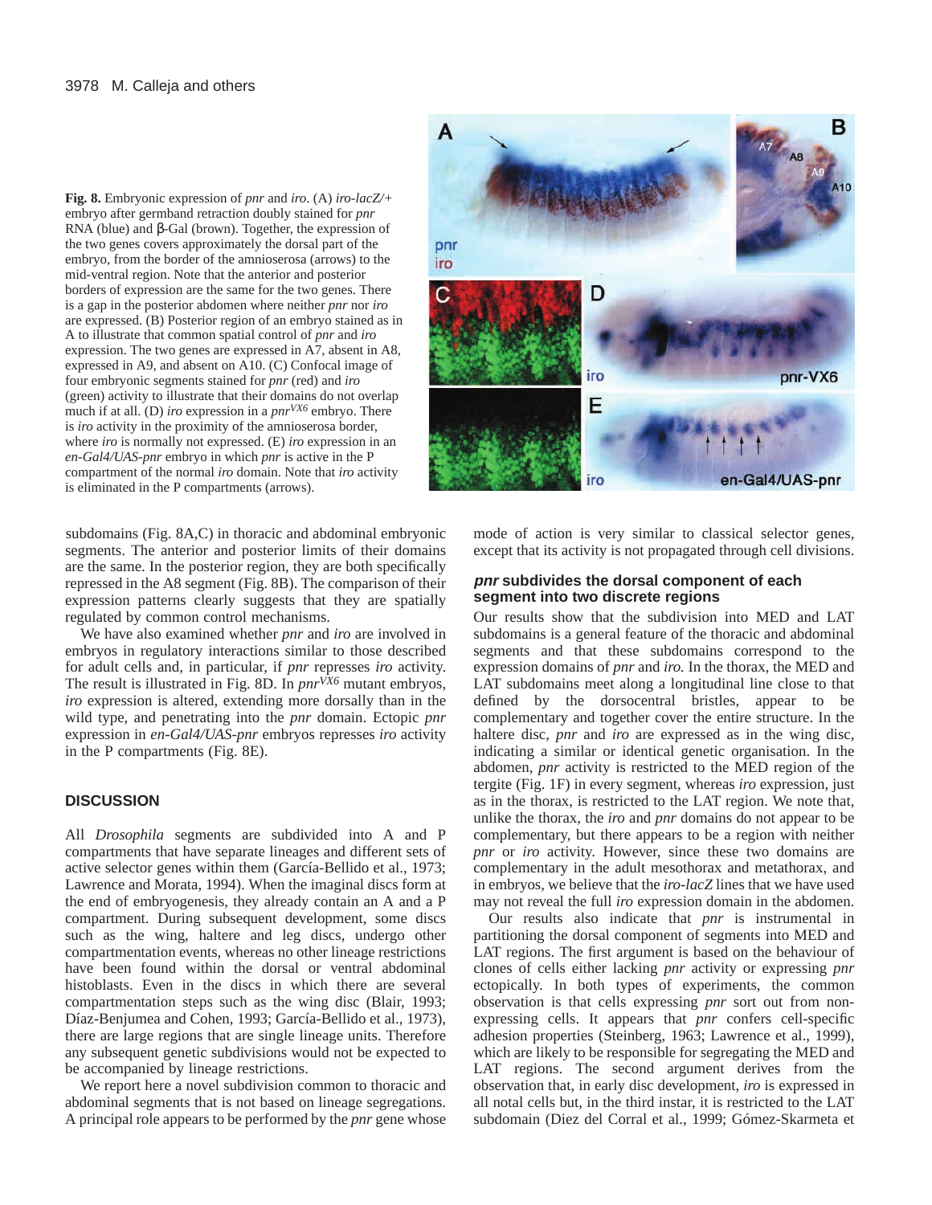**Fig. 8.** Embryonic expression of *pnr* and *iro*. (A) *iro-lacZ/+* embryo after germband retraction doubly stained for *pnr* RNA (blue) and β-Gal (brown). Together, the expression of the two genes covers approximately the dorsal part of the embryo, from the border of the amnioserosa (arrows) to the mid-ventral region. Note that the anterior and posterior borders of expression are the same for the two genes. There is a gap in the posterior abdomen where neither *pnr* nor *iro* are expressed. (B) Posterior region of an embryo stained as in A to illustrate that common spatial control of *pnr* and *iro* expression. The two genes are expressed in A7, absent in A8, expressed in A9, and absent on A10. (C) Confocal image of four embryonic segments stained for *pnr* (red) and *iro* (green) activity to illustrate that their domains do not overlap much if at all. (D) *iro* expression in a $pnr^{VX6}$ embryo. There is *iro* activity in the proximity of the amnioserosa border, where *iro* is normally not expressed. (E) *iro* expression in an *en-Gal4/UAS-pnr* embryo in which *pnr* is active in the P compartment of the normal *iro* domain. Note that *iro* activity is eliminated in the P compartments (arrows).

subdomains (Fig. 8A,C) in thoracic and abdominal embryonic segments. The anterior and posterior limits of their domains are the same. In the posterior region, they are both specifically repressed in the A8 segment (Fig. 8B). The comparison of their expression patterns clearly suggests that they are spatially regulated by common control mechanisms.

We have also examined whether *pnr* and *iro* are involved in embryos in regulatory interactions similar to those described for adult cells and, in particular, if *pnr* represses *iro* activity. The result is illustrated in Fig. 8D. In $pnr^{VX6}$ mutant embryos, *iro* expression is altered, extending more dorsally than in the wild type, and penetrating into the *pnr* domain. Ectopic *pnr* expression in *en-Gal4/UAS-pnr* embryos represses *iro* activity in the P compartments (Fig. 8E).

## DISCUSSION

All *Drosophila* segments are subdivided into A and P compartments that have separate lineages and different sets of active selector genes within them (García-Bellido et al., 1973; Lawrence and Morata, 1994). When the imaginal discs form at the end of embryogenesis, they already contain an A and a P compartment. During subsequent development, some discs such as the wing, haltere and leg discs, undergo other compartmentation events, whereas no other lineage restrictions have been found within the dorsal or ventral abdominal histoblasts. Even in the discs in which there are several compartmentation steps such as the wing disc (Blair, 1993; Díaz-Benjumea and Cohen, 1993; García-Bellido et al., 1973), there are large regions that are single lineage units. Therefore any subsequent genetic subdivisions would not be expected to be accompanied by lineage restrictions.

We report here a novel subdivision common to thoracic and abdominal segments that is not based on lineage segregations. A principal role appears to be performed by the *pnr* gene whose mode of action is very similar to classical selector genes, except that its activity is not propagated through cell divisions.

### *pnr* subdivides the dorsal component of each segment into two discrete regions

Our results show that the subdivision into MED and LAT subdomains is a general feature of the thoracic and abdominal segments and that these subdomains correspond to the expression domains of *pnr* and *iro*. In the thorax, the MED and LAT subdomains meet along a longitudinal line close to that defined by the dorsocentral bristles, appear to be complementary and together cover the entire structure. In the haltere disc, *pnr* and *iro* are expressed as in the wing disc, indicating a similar or identical genetic organisation. In the abdomen, *pnr* activity is restricted to the MED region of the tergite (Fig. 1F) in every segment, whereas *iro* expression, just as in the thorax, is restricted to the LAT region. We note that, unlike the thorax, the *iro* and *pnr* domains do not appear to be complementary, but there appears to be a region with neither *pnr* or *iro* activity. However, since these two domains are complementary in the adult mesothorax and metathorax, and in embryos, we believe that the *iro-lacZ* lines that we have used may not reveal the full *iro* expression domain in the abdomen.

Our results also indicate that *pnr* is instrumental in partitioning the dorsal component of segments into MED and LAT regions. The first argument is based on the behaviour of clones of cells either lacking *pnr* activity or expressing *pnr* ectopically. In both types of experiments, the common observation is that cells expressing *pnr* sort out from non-expressing cells. It appears that *pnr* confers cell-specific adhesion properties (Steinberg, 1963; Lawrence et al., 1999), which are likely to be responsible for segregating the MED and LAT regions. The second argument derives from the observation that, in early disc development, *iro* is expressed in all notal cells but, in the third instar, it is restricted to the LAT subdomain (Diez del Corral et al., 1999; Gómez-Skarmeta et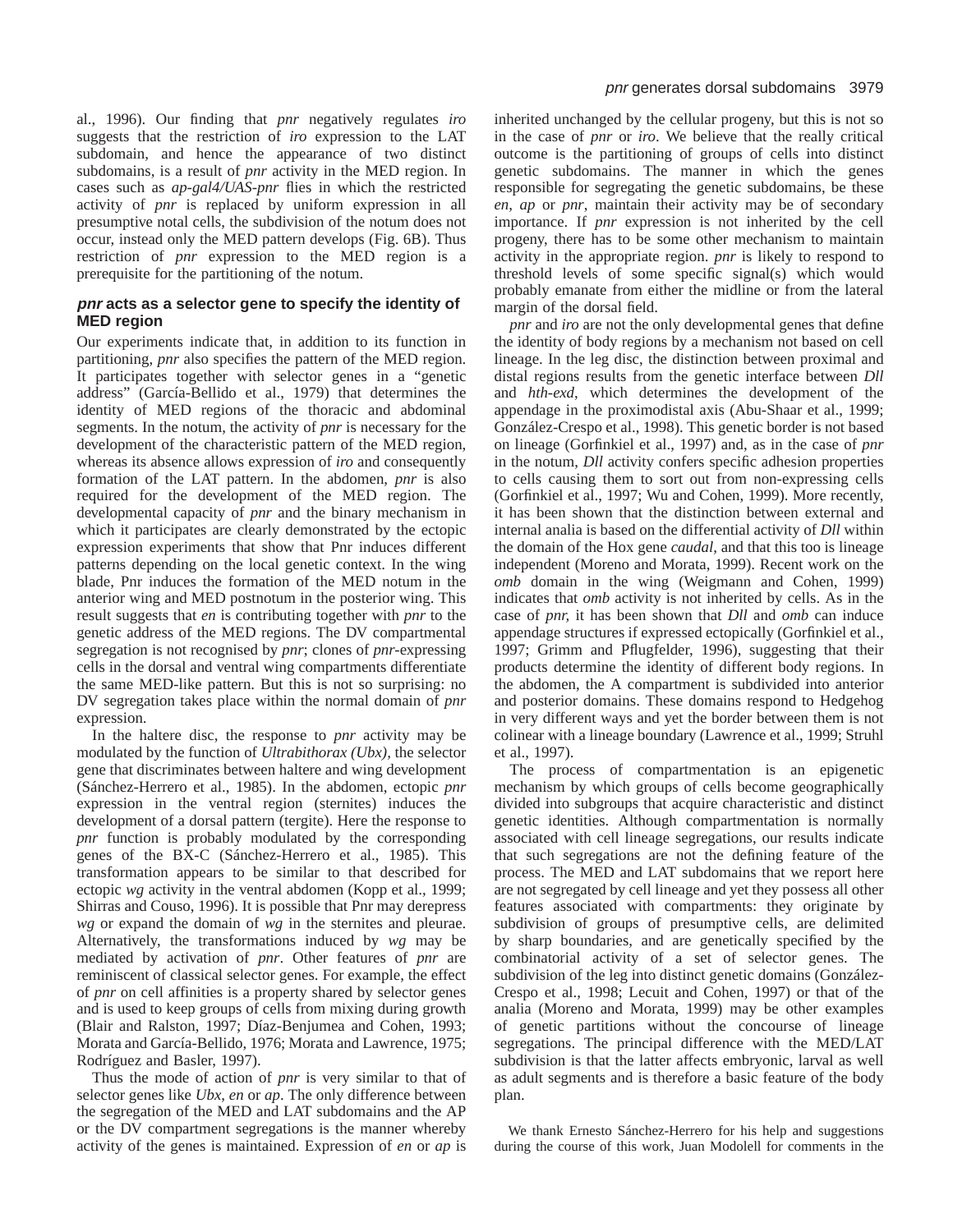al., 1996). Our finding that *pnr* negatively regulates *iro* suggests that the restriction of *iro* expression to the LAT subdomain, and hence the appearance of two distinct subdomains, is a result of *pnr* activity in the MED region. In cases such as *ap-gal4/UAS-pnr* flies in which the restricted activity of *pnr* is replaced by uniform expression in all presumptive notal cells, the subdivision of the notum does not occur, instead only the MED pattern develops (Fig. 6B). Thus restriction of *pnr* expression to the MED region is a prerequisite for the partitioning of the notum.

### *pnr* acts as a selector gene to specify the identity of MED region

Our experiments indicate that, in addition to its function in partitioning, *pnr* also specifies the pattern of the MED region. It participates together with selector genes in a "genetic address" (García-Bellido et al., 1979) that determines the identity of MED regions of the thoracic and abdominal segments. In the notum, the activity of *pnr* is necessary for the development of the characteristic pattern of the MED region, whereas its absence allows expression of *iro* and consequently formation of the LAT pattern. In the abdomen, *pnr* is also required for the development of the MED region. The developmental capacity of *pnr* and the binary mechanism in which it participates are clearly demonstrated by the ectopic expression experiments that show that Pnr induces different patterns depending on the local genetic context. In the wing blade, Pnr induces the formation of the MED notum in the anterior wing and MED postnotum in the posterior wing. This result suggests that *en* is contributing together with *pnr* to the genetic address of the MED regions. The DV compartmental segregation is not recognised by *pnr*; clones of *pnr*-expressing cells in the dorsal and ventral wing compartments differentiate the same MED-like pattern. But this is not so surprising: no DV segregation takes place within the normal domain of *pnr* expression.

In the haltere disc, the response to *pnr* activity may be modulated by the function of *Ultrabithorax (Ubx)*, the selector gene that discriminates between haltere and wing development (Sánchez-Herrero et al., 1985). In the abdomen, ectopic *pnr* expression in the ventral region (sternites) induces the development of a dorsal pattern (tergite). Here the response to *pnr* function is probably modulated by the corresponding genes of the BX-C (Sánchez-Herrero et al., 1985). This transformation appears to be similar to that described for ectopic *wg* activity in the ventral abdomen (Kopp et al., 1999; Shirras and Couso, 1996). It is possible that Pnr may derepress *wg* or expand the domain of *wg* in the sternites and pleurae. Alternatively, the transformations induced by *wg* may be mediated by activation of *pnr*. Other features of *pnr* are reminiscent of classical selector genes. For example, the effect of *pnr* on cell affinities is a property shared by selector genes and is used to keep groups of cells from mixing during growth (Blair and Ralston, 1997; Díaz-Benjumea and Cohen, 1993; Morata and García-Bellido, 1976; Morata and Lawrence, 1975; Rodríguez and Basler, 1997).

Thus the mode of action of *pnr* is very similar to that of selector genes like *Ubx*, *en* or *ap*. The only difference between the segregation of the MED and LAT subdomains and the AP or the DV compartment segregations is the manner whereby activity of the genes is maintained. Expression of *en* or *ap* is inherited unchanged by the cellular progeny, but this is not so in the case of *pnr* or *iro*. We believe that the really critical outcome is the partitioning of groups of cells into distinct genetic subdomains. The manner in which the genes responsible for segregating the genetic subdomains, be these *en*, *ap* or *pnr*, maintain their activity may be of secondary importance. If *pnr* expression is not inherited by the cell progeny, there has to be some other mechanism to maintain activity in the appropriate region. *pnr* is likely to respond to threshold levels of some specific signal(s) which would probably emanate from either the midline or from the lateral margin of the dorsal field.

*pnr* and *iro* are not the only developmental genes that define the identity of body regions by a mechanism not based on cell lineage. In the leg disc, the distinction between proximal and distal regions results from the genetic interface between *Dll* and *hth-exd*, which determines the development of the appendage in the proximodistal axis (Abu-Shaar et al., 1999; González-Crespo et al., 1998). This genetic border is not based on lineage (Gorfinkiel et al., 1997) and, as in the case of *pnr* in the notum, *Dll* activity confers specific adhesion properties to cells causing them to sort out from non-expressing cells (Gorfinkiel et al., 1997; Wu and Cohen, 1999). More recently, it has been shown that the distinction between external and internal analia is based on the differential activity of *Dll* within the domain of the Hox gene *caudal*, and that this too is lineage independent (Moreno and Morata, 1999). Recent work on the *omb* domain in the wing (Weigmann and Cohen, 1999) indicates that *omb* activity is not inherited by cells. As in the case of *pnr,* it has been shown that *Dll* and *omb* can induce appendage structures if expressed ectopically (Gorfinkiel et al., 1997; Grimm and Pflugfelder, 1996), suggesting that their products determine the identity of different body regions. In the abdomen, the A compartment is subdivided into anterior and posterior domains. These domains respond to Hedgehog in very different ways and yet the border between them is not colinear with a lineage boundary (Lawrence et al., 1999; Struhl et al., 1997).

The process of compartmentation is an epigenetic mechanism by which groups of cells become geographically divided into subgroups that acquire characteristic and distinct genetic identities. Although compartmentation is normally associated with cell lineage segregations, our results indicate that such segregations are not the defining feature of the process. The MED and LAT subdomains that we report here are not segregated by cell lineage and yet they possess all other features associated with compartments: they originate by subdivision of groups of presumptive cells, are delimited by sharp boundaries, and are genetically specified by the combinatorial activity of a set of selector genes. The subdivision of the leg into distinct genetic domains (González-Crespo et al., 1998; Lecuit and Cohen, 1997) or that of the analia (Moreno and Morata, 1999) may be other examples of genetic partitions without the concourse of lineage segregations. The principal difference with the MED/LAT subdivision is that the latter affects embryonic, larval as well as adult segments and is therefore a basic feature of the body plan.

We thank Ernesto Sánchez-Herrero for his help and suggestions during the course of this work, Juan Modolell for comments in the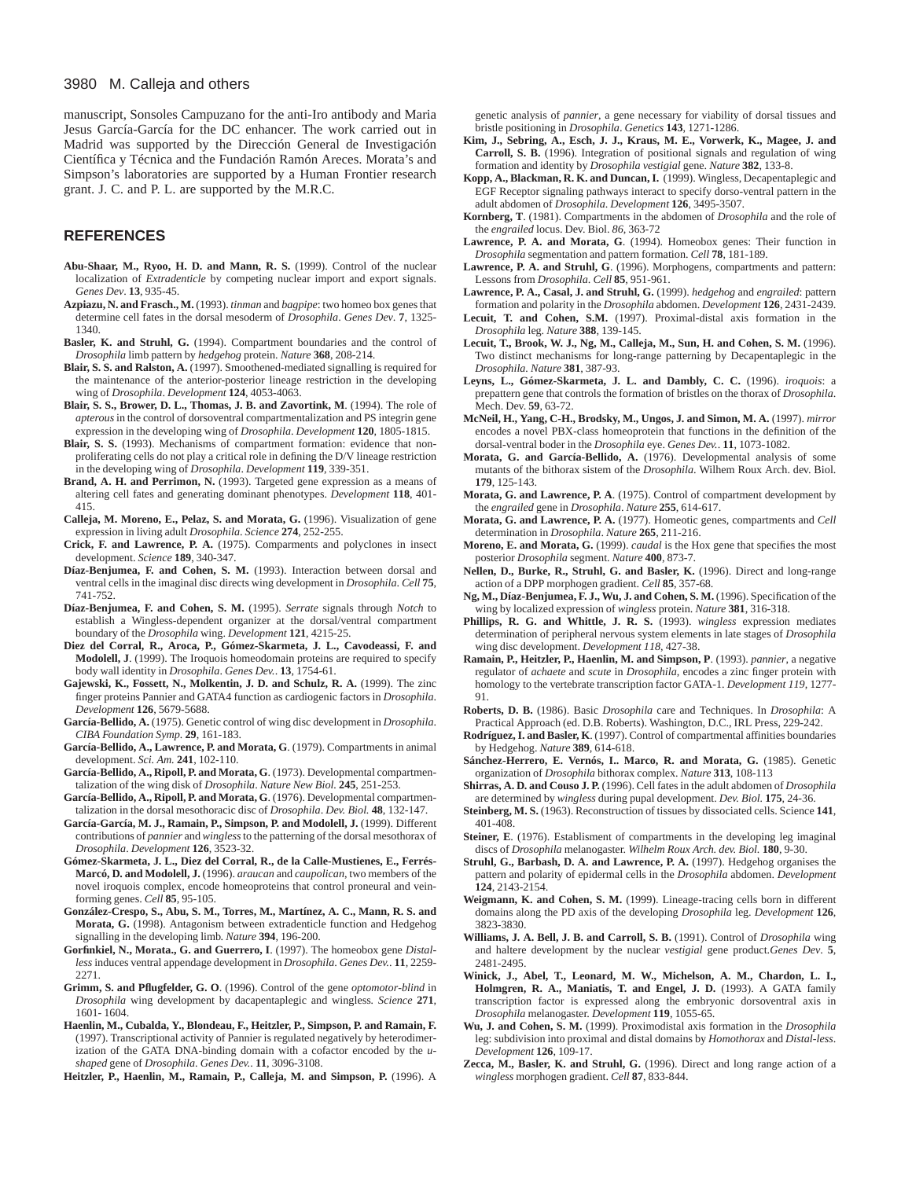manuscript, Sonsoles Campuzano for the anti-Iro antibody and Maria Jesus García-García for the DC enhancer. The work carried out in Madrid was supported by the Dirección General de Investigación Científica y Técnica and the Fundación Ramón Areces. Morata's and Simpson's laboratories are supported by a Human Frontier research grant. J. C. and P. L. are supported by the M.R.C.

## REFERENCES

**Abu-Shaar, M., Ryoo, H. D. and Mann, R. S.** (1999). Control of the nuclear localization of *Extradenticle* by competing nuclear import and export signals. *Genes Dev*. **13**, 935-45.

**Azpiazu, N. and Frasch., M.** (1993). *tinman* and *bagpipe*: two homeo box genes that determine cell fates in the dorsal mesoderm of *Drosophila*. *Genes Dev*. **7**, 1325-1340.

**Basler, K. and Struhl, G.** (1994). Compartment boundaries and the control of *Drosophila* limb pattern by *hedgehog* protein. *Nature* **368**, 208-214.

**Blair, S. S. and Ralston, A.** (1997). Smoothened-mediated signalling is required for the maintenance of the anterior-posterior lineage restriction in the developing wing of *Drosophila*. *Development* **124**, 4053-4063.

**Blair, S. S., Brower, D. L., Thomas, J. B. and Zavortink, M**. (1994). The role of *apterous* in the control of dorsoventral compartmentalization and PS integrin gene expression in the developing wing of *Drosophila*. *Development* **120**, 1805-1815.

**Blair, S. S.** (1993). Mechanisms of compartment formation: evidence that non-proliferating cells do not play a critical role in defining the D/V lineage restriction in the developing wing of *Drosophila*. *Development* **119**, 339-351.

**Brand, A. H. and Perrimon, N.** (1993). Targeted gene expression as a means of altering cell fates and generating dominant phenotypes. *Development* **118**, 401-415.

**Calleja, M. Moreno, E., Pelaz, S. and Morata, G.** (1996). Visualization of gene expression in living adult *Drosophila*. *Science* **274**, 252-255.

**Crick, F. and Lawrence, P. A.** (1975). Comparments and polyclones in insect development. *Science* **189**, 340-347.

**Díaz-Benjumea, F. and Cohen, S. M.** (1993). Interaction between dorsal and ventral cells in the imaginal disc directs wing development in *Drosophila*. *Cell* **75**, 741-752.

**Díaz-Benjumea, F. and Cohen, S. M.** (1995). *Serrate* signals through *Notch* to establish a Wingless-dependent organizer at the dorsal/ventral compartment boundary of the *Drosophila* wing. *Development* **121**, 4215-25.

**Diez del Corral, R., Aroca, P., Gómez-Skarmeta, J. L., Cavodeassi, F. and Modolell, J**. (1999). The Iroquois homeodomain proteins are required to specify body wall identity in *Drosophila*. *Genes Dev.*. **13**, 1754-61.

**Gajewski, K., Fossett, N., Molkentin, J. D. and Schulz, R. A.** (1999). The zinc finger proteins Pannier and GATA4 function as cardiogenic factors in *Drosophila*. *Development* **126**, 5679-5688.

**García-Bellido, A.** (1975). Genetic control of wing disc development in *Drosophila*. *CIBA Foundation Symp.* **29**, 161-183.

**García-Bellido, A., Lawrence, P. and Morata, G**. (1979). Compartments in animal development. *Sci. Am.* **241**, 102-110.

**García-Bellido, A., Ripoll, P. and Morata, G**. (1973). Developmental compartmentalization of the wing disk of *Drosophila*. *Nature New Biol.* **245**, 251-253.

**García-Bellido, A., Ripoll, P. and Morata, G**. (1976). Developmental compartmentalization in the dorsal mesothoracic disc of *Drosophila*. *Dev. Biol.* **48**, 132-147.

**García-García, M. J., Ramain, P., Simpson, P. and Modolell, J.** (1999). Different contributions of *pannier* and *wingless* to the patterning of the dorsal mesothorax of *Drosophila*. *Development* **126**, 3523-32.

**Gómez-Skarmeta, J. L., Diez del Corral, R., de la Calle-Mustienes, E., Ferrés-Marcó, D. and Modolell, J.** (1996). *araucan* and *caupolican*, two members of the novel iroquois complex, encode homeoproteins that control proneural and vein-forming genes. *Cell* **85**, 95-105.

**González-Crespo, S., Abu, S. M., Torres, M., Martínez, A. C., Mann, R. S. and Morata, G.** (1998). Antagonism between extradenticle function and Hedgehog signalling in the developing limb. *Nature* **394**, 196-200.

**Gorfinkiel, N., Morata., G. and Guerrero, I**. (1997). The homeobox gene *Distal-less* induces ventral appendage development in *Drosophila*. *Genes Dev.*. **11**, 2259-2271.

**Grimm, S. and Pflugfelder, G. O**. (1996). Control of the gene *optomotor-blind* in *Drosophila* wing development by dacapentaplegic and wingless. *Science* **271**, 1601- 1604.

**Haenlin, M., Cubalda, Y., Blondeau, F., Heitzler, P., Simpson, P. and Ramain, F.** (1997). Transcriptional activity of Pannier is regulated negatively by heterodimerization of the GATA DNA-binding domain with a cofactor encoded by the *u-shaped* gene of *Drosophila*. *Genes Dev.*. **11**, 3096-3108.

**Heitzler, P., Haenlin, M., Ramain, P., Calleja, M. and Simpson, P.** (1996). A genetic analysis of *pannier*, a gene necessary for viability of dorsal tissues and bristle positioning in *Drosophila*. *Genetics* **143**, 1271-1286.

**Kim, J., Sebring, A., Esch, J. J., Kraus, M. E., Vorwerk, K., Magee, J. and Carroll, S. B.** (1996). Integration of positional signals and regulation of wing formation and identity by *Drosophila vestigial* gene. *Nature* **382**, 133-8.

**Kopp, A., Blackman, R. K. and Duncan, I.** (1999). Wingless, Decapentaplegic and EGF Receptor signaling pathways interact to specify dorso-ventral pattern in the adult abdomen of *Drosophila*. *Development* **126**, 3495-3507.

**Kornberg, T**. (1981). Compartments in the abdomen of *Drosophila* and the role of the *engrailed* locus. Dev. Biol. *86*, 363-72

**Lawrence, P. A. and Morata, G**. (1994). Homeobox genes: Their function in *Drosophila* segmentation and pattern formation. *Cell* **78**, 181-189.

**Lawrence, P. A. and Struhl, G**. (1996). Morphogens, compartments and pattern: Lessons from *Drosophila*. *Cell* **85**, 951-961.

**Lawrence, P. A., Casal, J. and Struhl, G.** (1999). *hedgehog* and *engrailed*: pattern formation and polarity in the *Drosophila* abdomen. *Development* **126**, 2431-2439.

**Lecuit, T. and Cohen, S.M.** (1997). Proximal-distal axis formation in the *Drosophila* leg. *Nature* **388**, 139-145.

**Lecuit, T., Brook, W. J., Ng, M., Calleja, M., Sun, H. and Cohen, S. M.** (1996). Two distinct mechanisms for long-range patterning by Decapentaplegic in the *Drosophila*. *Nature* **381**, 387-93.

**Leyns, L., Gómez-Skarmeta, J. L. and Dambly, C. C.** (1996). *iroquois*: a prepattern gene that controls the formation of bristles on the thorax of *Drosophila*. Mech. Dev. **59**, 63-72.

**McNeil, H., Yang, C-H., Brodsky, M., Ungos, J. and Simon, M. A.** (1997). *mirror* encodes a novel PBX-class homeoprotein that functions in the definition of the dorsal-ventral boder in the *Drosophila* eye. *Genes Dev.*. **11**, 1073-1082.

**Morata, G. and García-Bellido, A.** (1976). Developmental analysis of some mutants of the bithorax sistem of the *Drosophila*. Wilhem Roux Arch. dev. Biol. **179**, 125-143.

**Morata, G. and Lawrence, P. A**. (1975). Control of compartment development by the *engrailed* gene in *Drosophila*. *Nature* **255**, 614-617.

**Morata, G. and Lawrence, P. A.** (1977). Homeotic genes, compartments and *Cell* determination in *Drosophila*. *Nature* **265**, 211-216.

**Moreno, E. and Morata, G.** (1999). *caudal* is the Hox gene that specifies the most posterior *Drosophila* segment. *Nature* **400**, 873-7.

**Nellen, D., Burke, R., Struhl, G. and Basler, K.** (1996). Direct and long-range action of a DPP morphogen gradient. *Cell* **85**, 357-68.

**Ng, M., Díaz-Benjumea, F. J., Wu, J. and Cohen, S. M.** (1996). Specification of the wing by localized expression of *wingless* protein. *Nature* **381**, 316-318.

**Phillips, R. G. and Whittle, J. R. S.** (1993). *wingless* expression mediates determination of peripheral nervous system elements in late stages of *Drosophila* wing disc development. *Development 118*, 427-38.

**Ramain, P., Heitzler, P., Haenlin, M. and Simpson, P**. (1993). *pannier*, a negative regulator of *achaete* and *scute* in *Drosophila*, encodes a zinc finger protein with homology to the vertebrate transcription factor GATA-1. *Development 119*, 1277-91.

**Roberts, D. B.** (1986). Basic *Drosophila* care and Techniques. In *Drosophila*: A Practical Approach (ed. D.B. Roberts). Washington, D.C., IRL Press, 229-242.

**Rodríguez, I. and Basler, K**. (1997). Control of compartmental affinities boundaries by Hedgehog. *Nature* **389**, 614-618.

**Sánchez-Herrero, E. Vernós, I.. Marco, R. and Morata, G.** (1985). Genetic organization of *Drosophila* bithorax complex. *Nature* **313**, 108-113

**Shirras, A. D. and Couso J. P.** (1996). Cell fates in the adult abdomen of *Drosophila* are determined by *wingless* during pupal development. *Dev. Biol.* **175**, 24-36.

**Steinberg, M. S.** (1963). Reconstruction of tissues by dissociated cells. Science **141**, 401-408.

**Steiner, E**. (1976). Establisment of compartments in the developing leg imaginal discs of *Drosophila* melanogaster. *Wilhelm Roux Arch. dev. Biol.* **180**, 9-30.

**Struhl, G., Barbash, D. A. and Lawrence, P. A.** (1997). Hedgehog organises the pattern and polarity of epidermal cells in the *Drosophila* abdomen. *Development* **124**, 2143-2154.

**Weigmann, K. and Cohen, S. M.** (1999). Lineage-tracing cells born in different domains along the PD axis of the developing *Drosophila* leg. *Development* **126**, 3823-3830.

**Williams, J. A. Bell, J. B. and Carroll, S. B.** (1991). Control of *Drosophila* wing and haltere development by the nuclear *vestigial* gene product.*Genes Dev*. **5**, 2481-2495.

**Winick, J., Abel, T., Leonard, M. W., Michelson, A. M., Chardon, L. I., Holmgren, R. A., Maniatis, T. and Engel, J. D.** (1993). A GATA family transcription factor is expressed along the embryonic dorsoventral axis in *Drosophila* melanogaster. *Development* **119**, 1055-65.

**Wu, J. and Cohen, S. M.** (1999). Proximodistal axis formation in the *Drosophila* leg: subdivision into proximal and distal domains by *Homothorax* and *Distal-less*. *Development* **126**, 109-17.

**Zecca, M., Basler, K. and Struhl, G.** (1996). Direct and long range action of a *wingless* morphogen gradient. *Cell* **87**, 833-844.